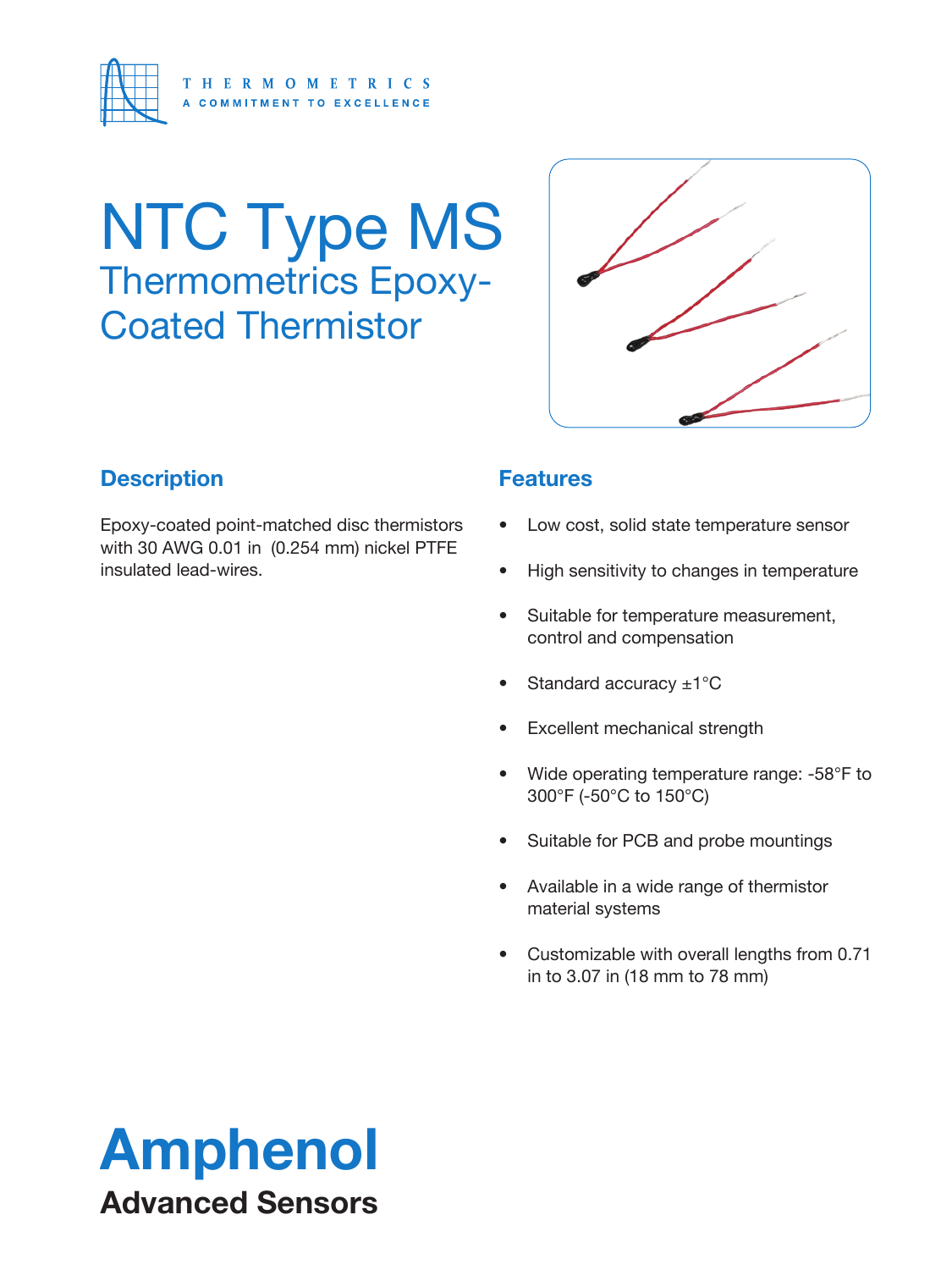THERMOMETRICS
A COMMITMENT TO EXCELLENCE

# NTC Type MS

## Thermometrics Epoxy-Coated Thermistor

### Description

Epoxy-coated point-matched disc thermistors with 30 AWG 0.01 in (0.254 mm) nickel PTFE insulated lead-wires.

### Features

- Low cost, solid state temperature sensor
- High sensitivity to changes in temperature
- Suitable for temperature measurement, control and compensation
- Standard accuracy ±1°C
- Excellent mechanical strength
- Wide operating temperature range: -58°F to 300°F (-50°C to 150°C)
- Suitable for PCB and probe mountings
- Available in a wide range of thermistor material systems
- Customizable with overall lengths from 0.71 in to 3.07 in (18 mm to 78 mm)

**Amphenol**
**Advanced Sensors**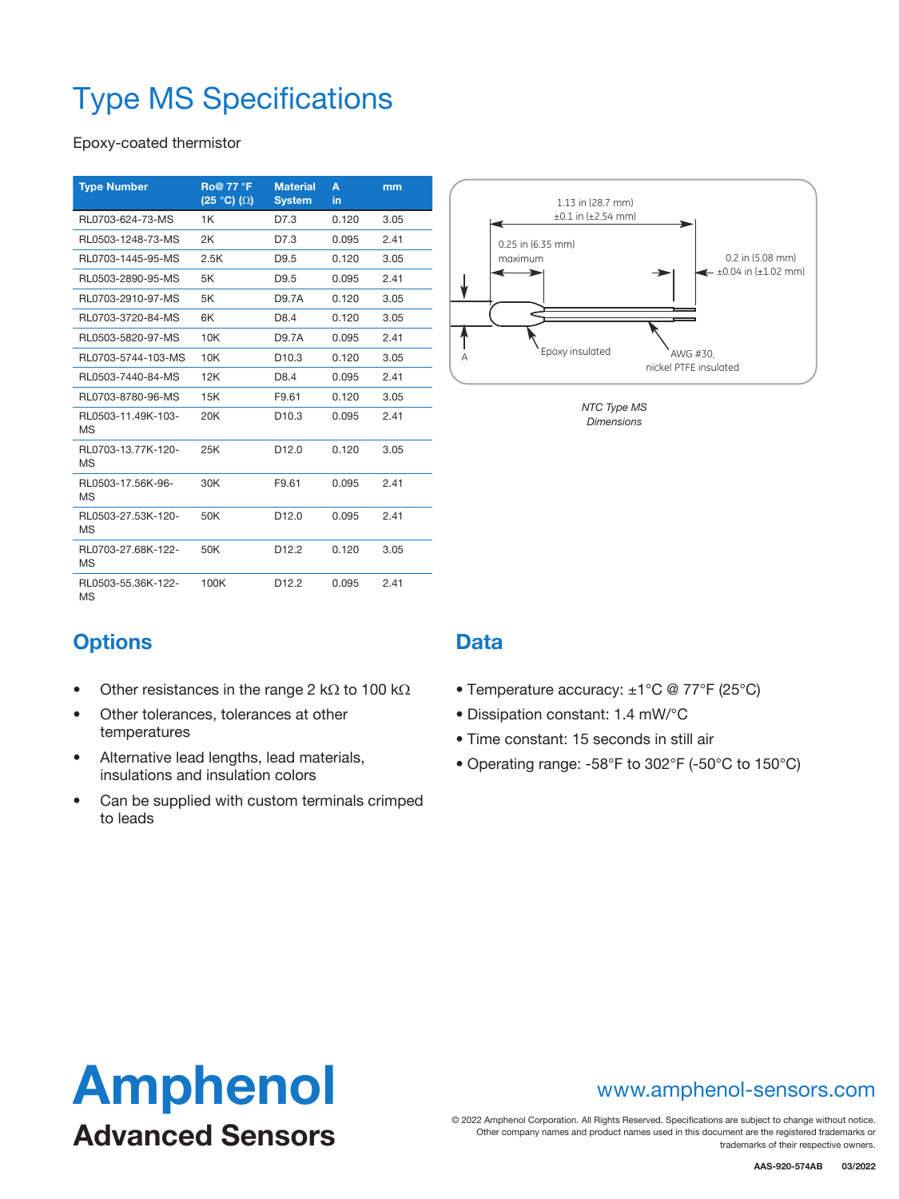# Type MS Specifications

Epoxy-coated thermistor

| Type Number | Ro@ 77 °F (25 °C) (Ω) | Material System | A in | mm |
|---|---|---|---|---|
| RL0703-624-73-MS | 1K | D7.3 | 0.120 | 3.05 |
| RL0503-1248-73-MS | 2K | D7.3 | 0.095 | 2.41 |
| RL0703-1445-95-MS | 2.5K | D9.5 | 0.120 | 3.05 |
| RL0503-2890-95-MS | 5K | D9.5 | 0.095 | 2.41 |
| RL0703-2910-97-MS | 5K | D9.7A | 0.120 | 3.05 |
| RL0703-3720-84-MS | 6K | D8.4 | 0.120 | 3.05 |
| RL0503-5820-97-MS | 10K | D9.7A | 0.095 | 2.41 |
| RL0703-5744-103-MS | 10K | D10.3 | 0.120 | 3.05 |
| RL0503-7440-84-MS | 12K | D8.4 | 0.095 | 2.41 |
| RL0703-8780-96-MS | 15K | F9.61 | 0.120 | 3.05 |
| RL0503-11.49K-103-MS | 20K | D10.3 | 0.095 | 2.41 |
| RL0703-13.77K-120-MS | 25K | D12.0 | 0.120 | 3.05 |
| RL0503-17.56K-96-MS | 30K | F9.61 | 0.095 | 2.41 |
| RL0503-27.53K-120-MS | 50K | D12.0 | 0.095 | 2.41 |
| RL0703-27.68K-122-MS | 50K | D12.2 | 0.120 | 3.05 |
| RL0503-55.36K-122-MS | 100K | D12.2 | 0.095 | 2.41 |

1.13 in (28.7 mm)
±0.1 in (±2.54 mm)

0.25 in (6.35 mm)
maximum

0.2 in (5.08 mm)
±0.04 in (±1.02 mm)

A

Epoxy insulated

AWG #30,
nickel PTFE insulated

*NTC Type MS Dimensions*

## Options

- Other resistances in the range 2 kΩ to 100 kΩ
- Other tolerances, tolerances at other temperatures
- Alternative lead lengths, lead materials, insulations and insulation colors
- Can be supplied with custom terminals crimped to leads

## Data

- Temperature accuracy: ±1°C @ 77°F (25°C)
- Dissipation constant: 1.4 mW/°C
- Time constant: 15 seconds in still air
- Operating range: -58°F to 302°F (-50°C to 150°C)

**Amphenol**
**Advanced Sensors**

www.amphenol-sensors.com

© 2022 Amphenol Corporation. All Rights Reserved. Specifications are subject to change without notice. Other company names and product names used in this document are the registered trademarks or trademarks of their respective owners.

AAS-920-574AB 03/2022